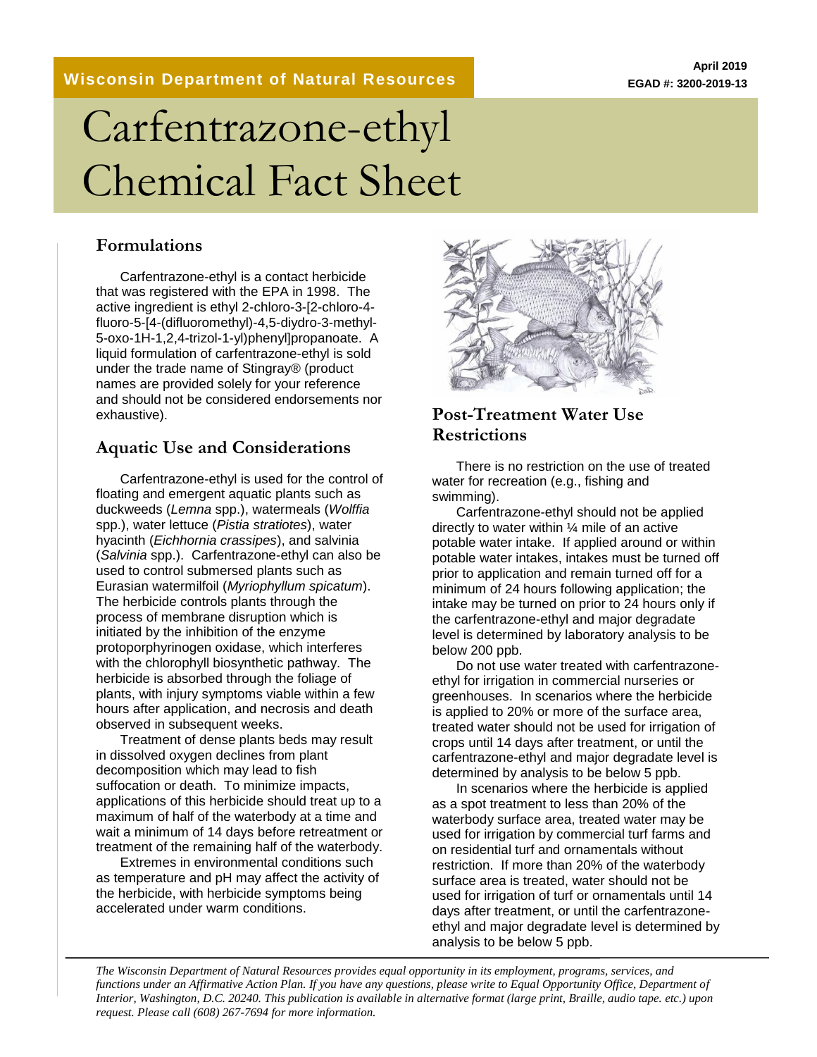Wisconsin Department of Natural Resources

April 2019
EGAD #: 3200-2019-13

# Carfentrazone-ethyl Chemical Fact Sheet

## Formulations

Carfentrazone-ethyl is a contact herbicide that was registered with the EPA in 1998. The active ingredient is ethyl 2-chloro-3-[2-chloro-4-fluoro-5-[4-(difluoromethyl)-4,5-diydro-3-methyl-5-oxo-1H-1,2,4-trizol-1-yl)phenyl]propanoate. A liquid formulation of carfentrazone-ethyl is sold under the trade name of Stingray® (product names are provided solely for your reference and should not be considered endorsements nor exhaustive).

## Aquatic Use and Considerations

Carfentrazone-ethyl is used for the control of floating and emergent aquatic plants such as duckweeds (*Lemna* spp.), watermeals (*Wolffia* spp.), water lettuce (*Pistia stratiotes*), water hyacinth (*Eichhornia crassipes*), and salvinia (*Salvinia* spp.). Carfentrazone-ethyl can also be used to control submersed plants such as Eurasian watermilfoil (*Myriophyllum spicatum*). The herbicide controls plants through the process of membrane disruption which is initiated by the inhibition of the enzyme protoporphyrinogen oxidase, which interferes with the chlorophyll biosynthetic pathway. The herbicide is absorbed through the foliage of plants, with injury symptoms viable within a few hours after application, and necrosis and death observed in subsequent weeks.

Treatment of dense plants beds may result in dissolved oxygen declines from plant decomposition which may lead to fish suffocation or death. To minimize impacts, applications of this herbicide should treat up to a maximum of half of the waterbody at a time and wait a minimum of 14 days before retreatment or treatment of the remaining half of the waterbody.

Extremes in environmental conditions such as temperature and pH may affect the activity of the herbicide, with herbicide symptoms being accelerated under warm conditions.

## Post-Treatment Water Use Restrictions

There is no restriction on the use of treated water for recreation (e.g., fishing and swimming).

Carfentrazone-ethyl should not be applied directly to water within ¼ mile of an active potable water intake. If applied around or within potable water intakes, intakes must be turned off prior to application and remain turned off for a minimum of 24 hours following application; the intake may be turned on prior to 24 hours only if the carfentrazone-ethyl and major degradate level is determined by laboratory analysis to be below 200 ppb.

Do not use water treated with carfentrazone-ethyl for irrigation in commercial nurseries or greenhouses. In scenarios where the herbicide is applied to 20% or more of the surface area, treated water should not be used for irrigation of crops until 14 days after treatment, or until the carfentrazone-ethyl and major degradate level is determined by analysis to be below 5 ppb.

In scenarios where the herbicide is applied as a spot treatment to less than 20% of the waterbody surface area, treated water may be used for irrigation by commercial turf farms and on residential turf and ornamentals without restriction. If more than 20% of the waterbody surface area is treated, water should not be used for irrigation of turf or ornamentals until 14 days after treatment, or until the carfentrazone-ethyl and major degradate level is determined by analysis to be below 5 ppb.

*The Wisconsin Department of Natural Resources provides equal opportunity in its employment, programs, services, and functions under an Affirmative Action Plan. If you have any questions, please write to Equal Opportunity Office, Department of Interior, Washington, D.C. 20240. This publication is available in alternative format (large print, Braille, audio tape. etc.) upon request. Please call (608) 267-7694 for more information.*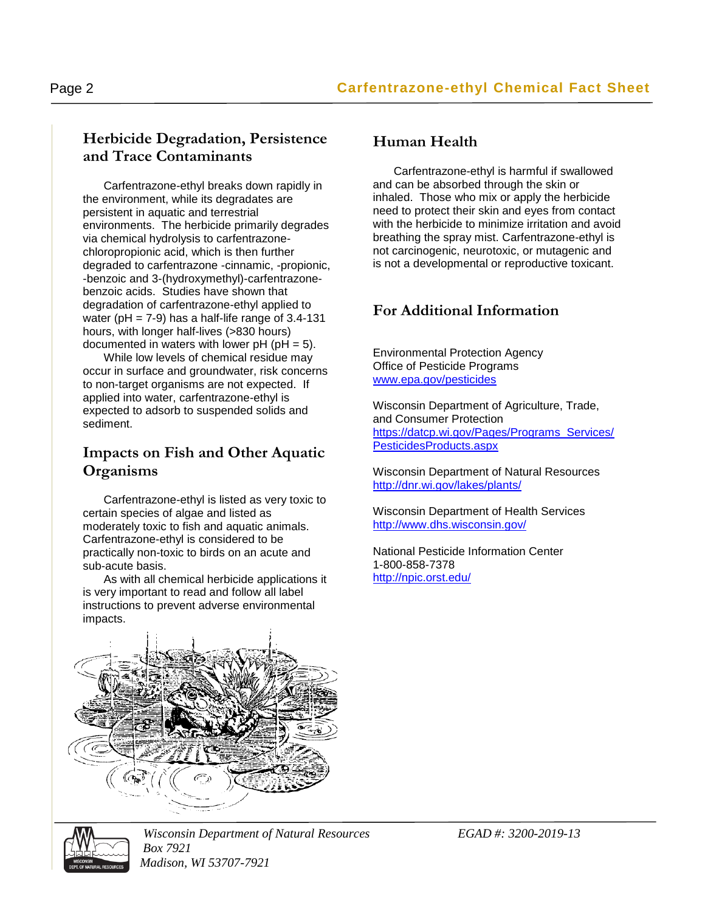## Herbicide Degradation, Persistence and Trace Contaminants

Carfentrazone-ethyl breaks down rapidly in the environment, while its degradates are persistent in aquatic and terrestrial environments. The herbicide primarily degrades via chemical hydrolysis to carfentrazone-chloropropionic acid, which is then further degraded to carfentrazone -cinnamic, -propionic, -benzoic and 3-(hydroxymethyl)-carfentrazone-benzoic acids. Studies have shown that degradation of carfentrazone-ethyl applied to water (pH = 7-9) has a half-life range of 3.4-131 hours, with longer half-lives (>830 hours) documented in waters with lower pH (pH = 5).

While low levels of chemical residue may occur in surface and groundwater, risk concerns to non-target organisms are not expected. If applied into water, carfentrazone-ethyl is expected to adsorb to suspended solids and sediment.

## Impacts on Fish and Other Aquatic Organisms

Carfentrazone-ethyl is listed as very toxic to certain species of algae and listed as moderately toxic to fish and aquatic animals. Carfentrazone-ethyl is considered to be practically non-toxic to birds on an acute and sub-acute basis.

As with all chemical herbicide applications it is very important to read and follow all label instructions to prevent adverse environmental impacts.

## Human Health

Carfentrazone-ethyl is harmful if swallowed and can be absorbed through the skin or inhaled. Those who mix or apply the herbicide need to protect their skin and eyes from contact with the herbicide to minimize irritation and avoid breathing the spray mist. Carfentrazone-ethyl is not carcinogenic, neurotoxic, or mutagenic and is not a developmental or reproductive toxicant.

## For Additional Information

Environmental Protection Agency
Office of Pesticide Programs
www.epa.gov/pesticides

Wisconsin Department of Agriculture, Trade, and Consumer Protection
https://datcp.wi.gov/Pages/Programs_Services/PesticidesProducts.aspx

Wisconsin Department of Natural Resources
http://dnr.wi.gov/lakes/plants/

Wisconsin Department of Health Services
http://www.dhs.wisconsin.gov/

National Pesticide Information Center
1-800-858-7378
http://npic.orst.edu/

*Wisconsin Department of Natural Resources*
*Box 7921*
*Madison, WI 53707-7921*

*EGAD #: 3200-2019-13*